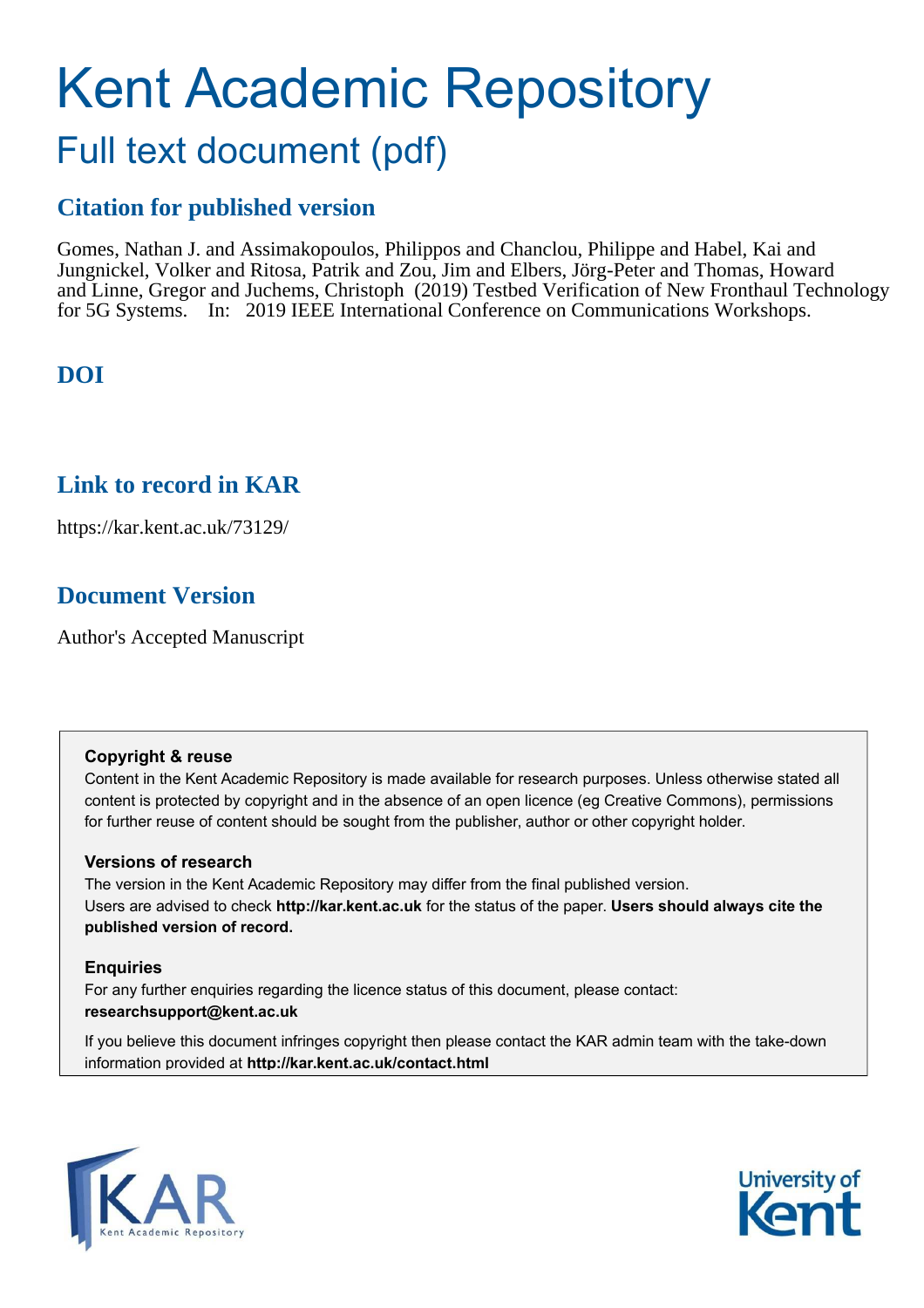# Kent Academic Repository

## Full text document (pdf)

### Citation for published version

Gomes, Nathan J. and Assimakopoulos, Philippos and Chanclou, Philippe and Habel, Kai and Jungnickel, Volker and Ritosa, Patrik and Zou, Jim and Elbers, Jörg-Peter and Thomas, Howard and Linne, Gregor and Juchems, Christoph (2019) Testbed Verification of New Fronthaul Technology for 5G Systems. In: 2019 IEEE International Conference on Communications Workshops.

### DOI

### Link to record in KAR

https://kar.kent.ac.uk/73129/

### Document Version

Author's Accepted Manuscript

**Copyright & reuse**

Content in the Kent Academic Repository is made available for research purposes. Unless otherwise stated all content is protected by copyright and in the absence of an open licence (eg Creative Commons), permissions for further reuse of content should be sought from the publisher, author or other copyright holder.

**Versions of research**

The version in the Kent Academic Repository may differ from the final published version.
Users are advised to check **http://kar.kent.ac.uk** for the status of the paper. **Users should always cite the published version of record.**

**Enquiries**

For any further enquiries regarding the licence status of this document, please contact:
**researchsupport@kent.ac.uk**

If you believe this document infringes copyright then please contact the KAR admin team with the take-down information provided at **http://kar.kent.ac.uk/contact.html**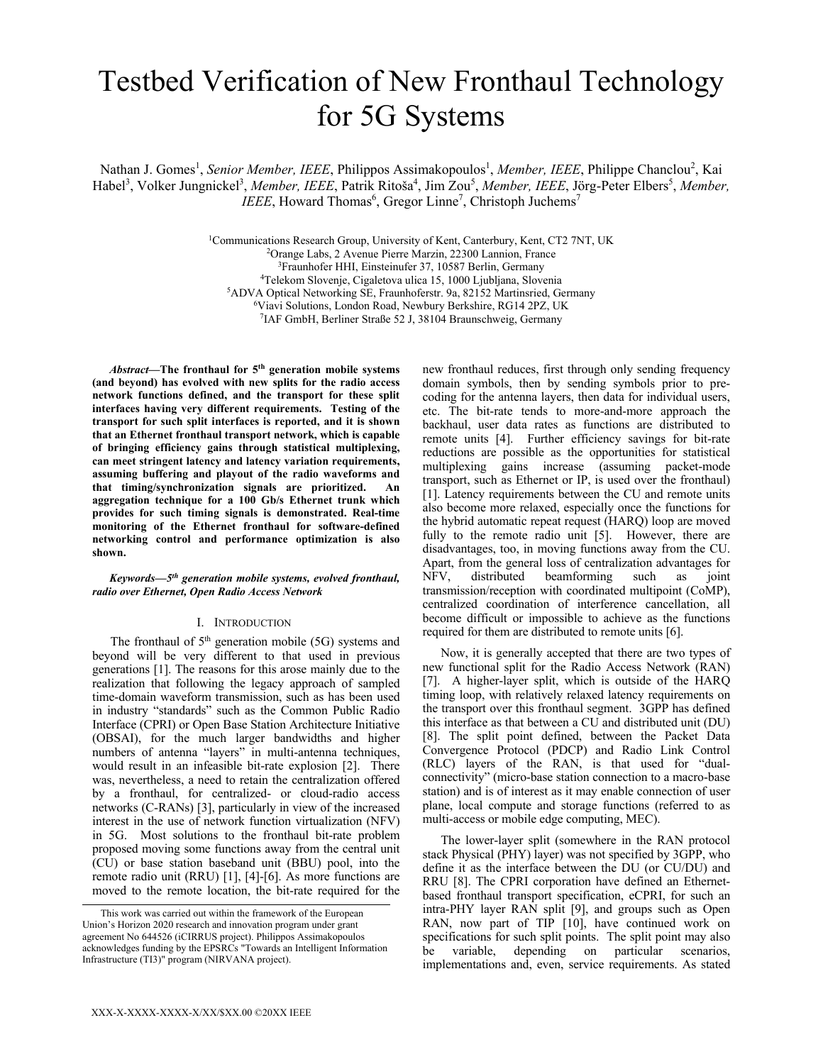# Testbed Verification of New Fronthaul Technology for 5G Systems

Nathan J. Gomes[1], *Senior Member, IEEE*, Philippos Assimakopoulos[1], *Member, IEEE*, Philippe Chanclou[2], Kai Habel[3], Volker Jungnickel[3], *Member, IEEE*, Patrik Ritoša[4], Jim Zou[5], *Member, IEEE*, Jörg-Peter Elbers[5], *Member, IEEE*, Howard Thomas[6], Gregor Linne[7], Christoph Juchems[7]

[1]Communications Research Group, University of Kent, Canterbury, Kent, CT2 7NT, UK
[2]Orange Labs, 2 Avenue Pierre Marzin, 22300 Lannion, France
[3]Fraunhofer HHI, Einsteinufer 37, 10587 Berlin, Germany
[4]Telekom Slovenje, Cigaletova ulica 15, 1000 Ljubljana, Slovenia
[5]ADVA Optical Networking SE, Fraunhoferstr. 9a, 82152 Martinsried, Germany
[6]Viavi Solutions, London Road, Newbury Berkshire, RG14 2PZ, UK
[7]IAF GmbH, Berliner Straße 52 J, 38104 Braunschweig, Germany

***Abstract*—The fronthaul for 5th generation mobile systems (and beyond) has evolved with new splits for the radio access network functions defined, and the transport for these split interfaces having very different requirements. Testing of the transport for such split interfaces is reported, and it is shown that an Ethernet fronthaul transport network, which is capable of bringing efficiency gains through statistical multiplexing, can meet stringent latency and latency variation requirements, assuming buffering and playout of the radio waveforms and that timing/synchronization signals are prioritized. An aggregation technique for a 100 Gb/s Ethernet trunk which provides for such timing signals is demonstrated. Real-time monitoring of the Ethernet fronthaul for software-defined networking control and performance optimization is also shown.**

***Keywords*—5th generation mobile systems, evolved fronthaul, radio over Ethernet, Open Radio Access Network**

## I. Introduction

The fronthaul of 5th generation mobile (5G) systems and beyond will be very different to that used in previous generations [1]. The reasons for this arose mainly due to the realization that following the legacy approach of sampled time-domain waveform transmission, such as has been used in industry "standards" such as the Common Public Radio Interface (CPRI) or Open Base Station Architecture Initiative (OBSAI), for the much larger bandwidths and higher numbers of antenna "layers" in multi-antenna techniques, would result in an infeasible bit-rate explosion [2]. There was, nevertheless, a need to retain the centralization offered by a fronthaul, for centralized- or cloud-radio access networks (C-RANs) [3], particularly in view of the increased interest in the use of network function virtualization (NFV) in 5G. Most solutions to the fronthaul bit-rate problem proposed moving some functions away from the central unit (CU) or base station baseband unit (BBU) pool, into the remote radio unit (RRU) [1], [4]-[6]. As more functions are moved to the remote location, the bit-rate required for the new fronthaul reduces, first through only sending frequency domain symbols, then by sending symbols prior to pre-coding for the antenna layers, then data for individual users, etc. The bit-rate tends to more-and-more approach the backhaul, user data rates as functions are distributed to remote units [4]. Further efficiency savings for bit-rate reductions are possible as the opportunities for statistical multiplexing gains increase (assuming packet-mode transport, such as Ethernet or IP, is used over the fronthaul) [1]. Latency requirements between the CU and remote units also become more relaxed, especially once the functions for the hybrid automatic repeat request (HARQ) loop are moved fully to the remote radio unit [5]. However, there are disadvantages, too, in moving functions away from the CU. Apart, from the general loss of centralization advantages for NFV, distributed beamforming such as joint transmission/reception with coordinated multipoint (CoMP), centralized coordination of interference cancellation, all become difficult or impossible to achieve as the functions required for them are distributed to remote units [6].

Now, it is generally accepted that there are two types of new functional split for the Radio Access Network (RAN) [7]. A higher-layer split, which is outside of the HARQ timing loop, with relatively relaxed latency requirements on the transport over this fronthaul segment. 3GPP has defined this interface as that between a CU and distributed unit (DU) [8]. The split point defined, between the Packet Data Convergence Protocol (PDCP) and Radio Link Control (RLC) layers of the RAN, is that used for "dual-connectivity" (micro-base station connection to a macro-base station) and is of interest as it may enable connection of user plane, local compute and storage functions (referred to as multi-access or mobile edge computing, MEC).

The lower-layer split (somewhere in the RAN protocol stack Physical (PHY) layer) was not specified by 3GPP, who define it as the interface between the DU (or CU/DU) and RRU [8]. The CPRI corporation have defined an Ethernet-based fronthaul transport specification, eCPRI, for such an intra-PHY layer RAN split [9], and groups such as Open RAN, now part of TIP [10], have continued work on specifications for such split points. The split point may also be variable, depending on particular scenarios, implementations and, even, service requirements. As stated

This work was carried out within the framework of the European Union's Horizon 2020 research and innovation program under grant agreement No 644526 (iCIRRUS project). Philippos Assimakopoulos acknowledges funding by the EPSRCs "Towards an Intelligent Information Infrastructure (TI3)" program (NIRVANA project).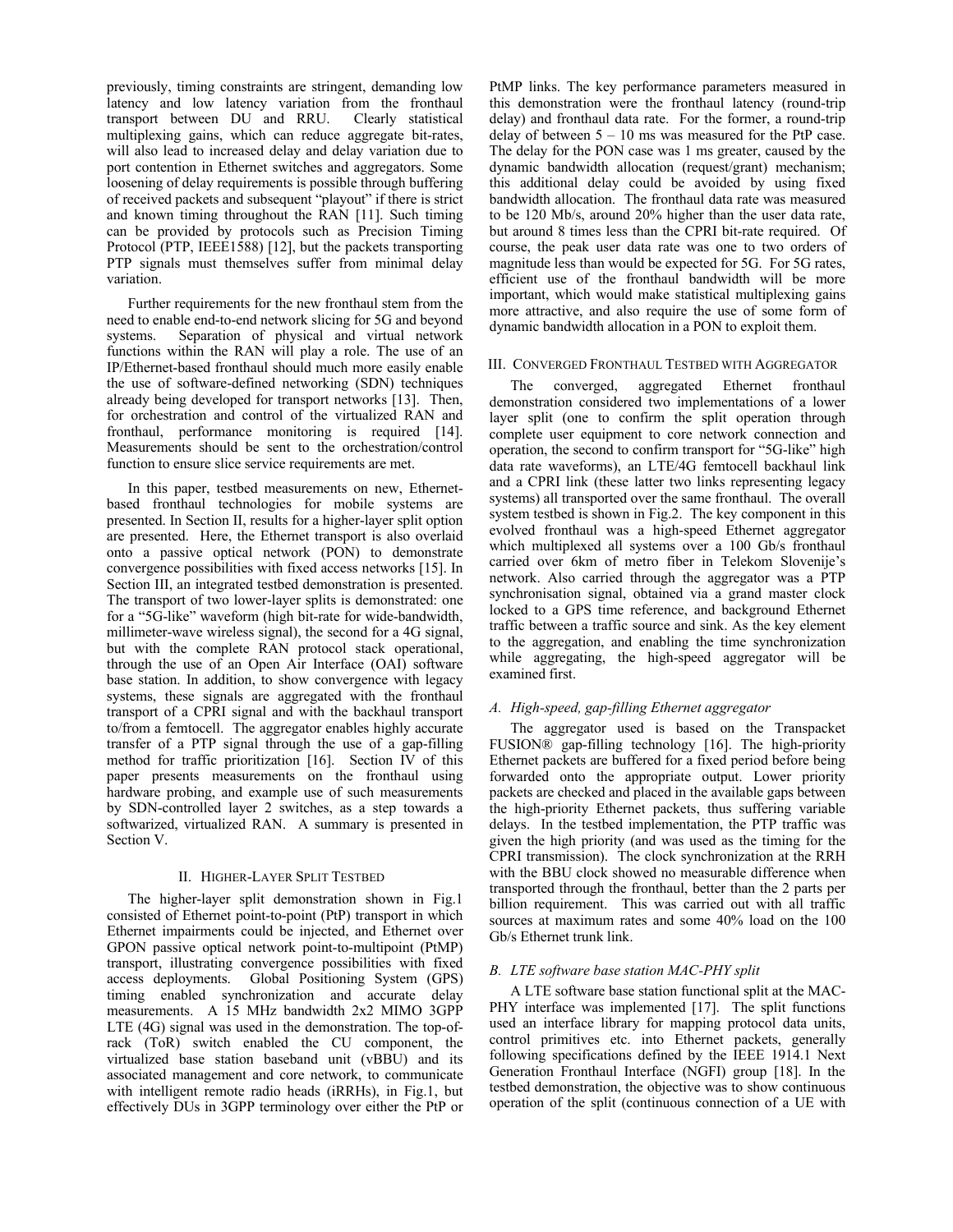previously, timing constraints are stringent, demanding low latency and low latency variation from the fronthaul transport between DU and RRU. Clearly statistical multiplexing gains, which can reduce aggregate bit-rates, will also lead to increased delay and delay variation due to port contention in Ethernet switches and aggregators. Some loosening of delay requirements is possible through buffering of received packets and subsequent "playout" if there is strict and known timing throughout the RAN [11]. Such timing can be provided by protocols such as Precision Timing Protocol (PTP, IEEE1588) [12], but the packets transporting PTP signals must themselves suffer from minimal delay variation.

Further requirements for the new fronthaul stem from the need to enable end-to-end network slicing for 5G and beyond systems. Separation of physical and virtual network functions within the RAN will play a role. The use of an IP/Ethernet-based fronthaul should much more easily enable the use of software-defined networking (SDN) techniques already being developed for transport networks [13]. Then, for orchestration and control of the virtualized RAN and fronthaul, performance monitoring is required [14]. Measurements should be sent to the orchestration/control function to ensure slice service requirements are met.

In this paper, testbed measurements on new, Ethernet-based fronthaul technologies for mobile systems are presented. In Section II, results for a higher-layer split option are presented. Here, the Ethernet transport is also overlaid onto a passive optical network (PON) to demonstrate convergence possibilities with fixed access networks [15]. In Section III, an integrated testbed demonstration is presented. The transport of two lower-layer splits is demonstrated: one for a "5G-like" waveform (high bit-rate for wide-bandwidth, millimeter-wave wireless signal), the second for a 4G signal, but with the complete RAN protocol stack operational, through the use of an Open Air Interface (OAI) software base station. In addition, to show convergence with legacy systems, these signals are aggregated with the fronthaul transport of a CPRI signal and with the backhaul transport to/from a femtocell. The aggregator enables highly accurate transfer of a PTP signal through the use of a gap-filling method for traffic prioritization [16]. Section IV of this paper presents measurements on the fronthaul using hardware probing, and example use of such measurements by SDN-controlled layer 2 switches, as a step towards a softwarized, virtualized RAN. A summary is presented in Section V.

## II. Higher-Layer Split Testbed

The higher-layer split demonstration shown in Fig.1 consisted of Ethernet point-to-point (PtP) transport in which Ethernet impairments could be injected, and Ethernet over GPON passive optical network point-to-multipoint (PtMP) transport, illustrating convergence possibilities with fixed access deployments. Global Positioning System (GPS) timing enabled synchronization and accurate delay measurements. A 15 MHz bandwidth 2x2 MIMO 3GPP LTE (4G) signal was used in the demonstration. The top-of-rack (ToR) switch enabled the CU component, the virtualized base station baseband unit (vBBU) and its associated management and core network, to communicate with intelligent remote radio heads (iRRHs), in Fig.1, but effectively DUs in 3GPP terminology over either the PtP or PtMP links. The key performance parameters measured in this demonstration were the fronthaul latency (round-trip delay) and fronthaul data rate. For the former, a round-trip delay of between 5 – 10 ms was measured for the PtP case. The delay for the PON case was 1 ms greater, caused by the dynamic bandwidth allocation (request/grant) mechanism; this additional delay could be avoided by using fixed bandwidth allocation. The fronthaul data rate was measured to be 120 Mb/s, around 20% higher than the user data rate, but around 8 times less than the CPRI bit-rate required. Of course, the peak user data rate was one to two orders of magnitude less than would be expected for 5G. For 5G rates, efficient use of the fronthaul bandwidth will be more important, which would make statistical multiplexing gains more attractive, and also require the use of some form of dynamic bandwidth allocation in a PON to exploit them.

## III. Converged Fronthaul Testbed with Aggregator

The converged, aggregated Ethernet fronthaul demonstration considered two implementations of a lower layer split (one to confirm the split operation through complete user equipment to core network connection and operation, the second to confirm transport for "5G-like" high data rate waveforms), an LTE/4G femtocell backhaul link and a CPRI link (these latter two links representing legacy systems) all transported over the same fronthaul. The overall system testbed is shown in Fig.2. The key component in this evolved fronthaul was a high-speed Ethernet aggregator which multiplexed all systems over a 100 Gb/s fronthaul carried over 6km of metro fiber in Telekom Slovenije's network. Also carried through the aggregator was a PTP synchronisation signal, obtained via a grand master clock locked to a GPS time reference, and background Ethernet traffic between a traffic source and sink. As the key element to the aggregation, and enabling the time synchronization while aggregating, the high-speed aggregator will be examined first.

### A. High-speed, gap-filling Ethernet aggregator

The aggregator used is based on the Transpacket FUSION® gap-filling technology [16]. The high-priority Ethernet packets are buffered for a fixed period before being forwarded onto the appropriate output. Lower priority packets are checked and placed in the available gaps between the high-priority Ethernet packets, thus suffering variable delays. In the testbed implementation, the PTP traffic was given the high priority (and was used as the timing for the CPRI transmission). The clock synchronization at the RRH with the BBU clock showed no measurable difference when transported through the fronthaul, better than the 2 parts per billion requirement. This was carried out with all traffic sources at maximum rates and some 40% load on the 100 Gb/s Ethernet trunk link.

### B. LTE software base station MAC-PHY split

A LTE software base station functional split at the MAC-PHY interface was implemented [17]. The split functions used an interface library for mapping protocol data units, control primitives etc. into Ethernet packets, generally following specifications defined by the IEEE 1914.1 Next Generation Fronthaul Interface (NGFI) group [18]. In the testbed demonstration, the objective was to show continuous operation of the split (continuous connection of a UE with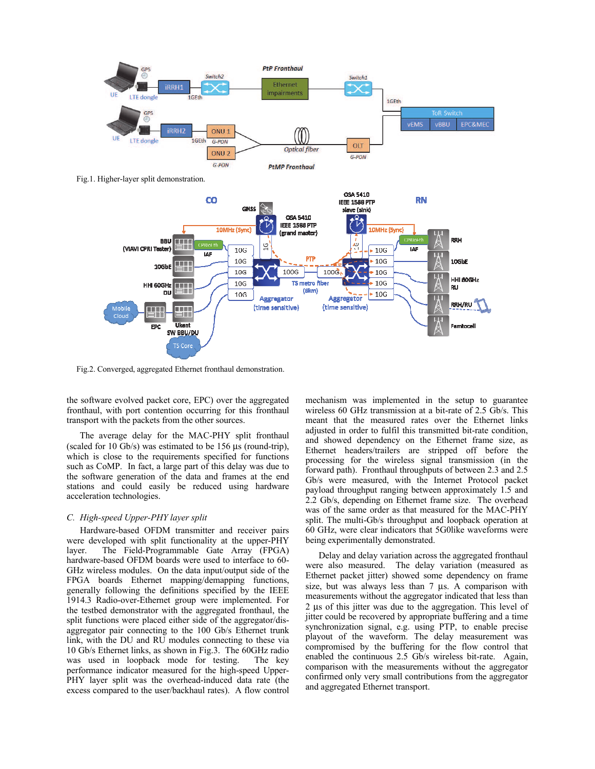Fig.1. Higher-layer split demonstration.

Fig.2. Converged, aggregated Ethernet fronthaul demonstration.

the software evolved packet core, EPC) over the aggregated fronthaul, with port contention occurring for this fronthaul transport with the packets from the other sources.

The average delay for the MAC-PHY split fronthaul (scaled for 10 Gb/s) was estimated to be 156 µs (round-trip), which is close to the requirements specified for functions such as CoMP. In fact, a large part of this delay was due to the software generation of the data and frames at the end stations and could easily be reduced using hardware acceleration technologies.

### C. High-speed Upper-PHY layer split

Hardware-based OFDM transmitter and receiver pairs were developed with split functionality at the upper-PHY layer. The Field-Programmable Gate Array (FPGA) hardware-based OFDM boards were used to interface to 60-GHz wireless modules. On the data input/output side of the FPGA boards Ethernet mapping/demapping functions, generally following the definitions specified by the IEEE 1914.3 Radio-over-Ethernet group were implemented. For the testbed demonstrator with the aggregated fronthaul, the split functions were placed either side of the aggregator/dis-aggregator pair connecting to the 100 Gb/s Ethernet trunk link, with the DU and RU modules connecting to these via 10 Gb/s Ethernet links, as shown in Fig.3. The 60GHz radio was used in loopback mode for testing. The key performance indicator measured for the high-speed Upper-PHY layer split was the overhead-induced data rate (the excess compared to the user/backhaul rates). A flow control mechanism was implemented in the setup to guarantee wireless 60 GHz transmission at a bit-rate of 2.5 Gb/s. This meant that the measured rates over the Ethernet links adjusted in order to fulfil this transmitted bit-rate condition, and showed dependency on the Ethernet frame size, as Ethernet headers/trailers are stripped off before the processing for the wireless signal transmission (in the forward path). Fronthaul throughputs of between 2.3 and 2.5 Gb/s were measured, with the Internet Protocol packet payload throughput ranging between approximately 1.5 and 2.2 Gb/s, depending on Ethernet frame size. The overhead was of the same order as that measured for the MAC-PHY split. The multi-Gb/s throughput and loopback operation at 60 GHz, were clear indicators that 5G0like waveforms were being experimentally demonstrated.

Delay and delay variation across the aggregated fronthaul were also measured. The delay variation (measured as Ethernet packet jitter) showed some dependency on frame size, but was always less than 7 µs. A comparison with measurements without the aggregator indicated that less than 2 µs of this jitter was due to the aggregation. This level of jitter could be recovered by appropriate buffering and a time synchronization signal, e.g. using PTP, to enable precise playout of the waveform. The delay measurement was compromised by the buffering for the flow control that enabled the continuous 2.5 Gb/s wireless bit-rate. Again, comparison with the measurements without the aggregator confirmed only very small contributions from the aggregator and aggregated Ethernet transport.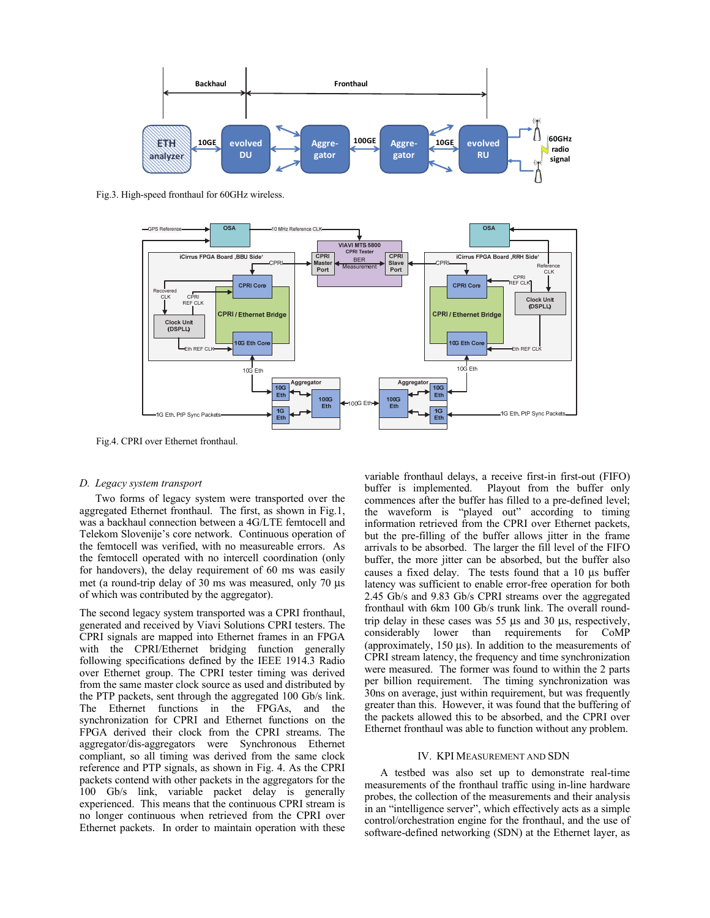Fig.3. High-speed fronthaul for 60GHz wireless.

Fig.4. CPRI over Ethernet fronthaul.

### D. Legacy system transport

Two forms of legacy system were transported over the aggregated Ethernet fronthaul. The first, as shown in Fig.1, was a backhaul connection between a 4G/LTE femtocell and Telekom Slovenije's core network. Continuous operation of the femtocell was verified, with no measureable errors. As the femtocell operated with no intercell coordination (only for handovers), the delay requirement of 60 ms was easily met (a round-trip delay of 30 ms was measured, only 70 µs of which was contributed by the aggregator).

The second legacy system transported was a CPRI fronthaul, generated and received by Viavi Solutions CPRI testers. The CPRI signals are mapped into Ethernet frames in an FPGA with the CPRI/Ethernet bridging function generally following specifications defined by the IEEE 1914.3 Radio over Ethernet group. The CPRI tester timing was derived from the same master clock source as used and distributed by the PTP packets, sent through the aggregated 100 Gb/s link. The Ethernet functions in the FPGAs, and the synchronization for CPRI and Ethernet functions on the FPGA derived their clock from the CPRI streams. The aggregator/dis-aggregators were Synchronous Ethernet compliant, so all timing was derived from the same clock reference and PTP signals, as shown in Fig. 4. As the CPRI packets contend with other packets in the aggregators for the 100 Gb/s link, variable packet delay is generally experienced. This means that the continuous CPRI stream is no longer continuous when retrieved from the CPRI over Ethernet packets. In order to maintain operation with these variable fronthaul delays, a receive first-in first-out (FIFO) buffer is implemented. Playout from the buffer only commences after the buffer has filled to a pre-defined level; the waveform is "played out" according to timing information retrieved from the CPRI over Ethernet packets, but the pre-filling of the buffer allows jitter in the frame arrivals to be absorbed. The larger the fill level of the FIFO buffer, the more jitter can be absorbed, but the buffer also causes a fixed delay. The tests found that a 10 µs buffer latency was sufficient to enable error-free operation for both 2.45 Gb/s and 9.83 Gb/s CPRI streams over the aggregated fronthaul with 6km 100 Gb/s trunk link. The overall round-trip delay in these cases was 55 µs and 30 µs, respectively, considerably lower than requirements for CoMP (approximately, 150 µs). In addition to the measurements of CPRI stream latency, the frequency and time synchronization were measured. The former was found to within the 2 parts per billion requirement. The timing synchronization was 30ns on average, just within requirement, but was frequently greater than this. However, it was found that the buffering of the packets allowed this to be absorbed, and the CPRI over Ethernet fronthaul was able to function without any problem.

## IV. KPI Measurement and SDN

A testbed was also set up to demonstrate real-time measurements of the fronthaul traffic using in-line hardware probes, the collection of the measurements and their analysis in an "intelligence server", which effectively acts as a simple control/orchestration engine for the fronthaul, and the use of software-defined networking (SDN) at the Ethernet layer, as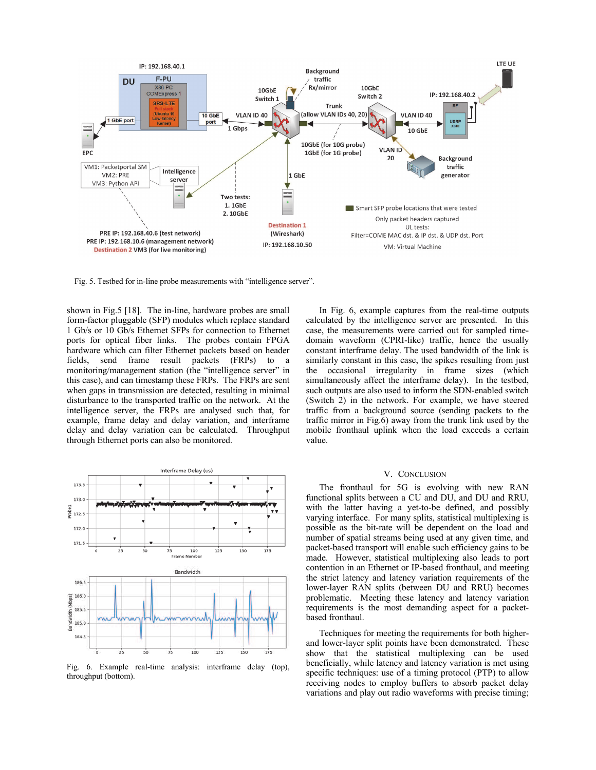Fig. 5. Testbed for in-line probe measurements with "intelligence server".

shown in Fig.5 [18]. The in-line, hardware probes are small form-factor pluggable (SFP) modules which replace standard 1 Gb/s or 10 Gb/s Ethernet SFPs for connection to Ethernet ports for optical fiber links. The probes contain FPGA hardware which can filter Ethernet packets based on header fields, send frame result packets (FRPs) to a monitoring/management station (the "intelligence server" in this case), and can timestamp these FRPs. The FRPs are sent when gaps in transmission are detected, resulting in minimal disturbance to the transported traffic on the network. At the intelligence server, the FRPs are analysed such that, for example, frame delay and delay variation, and interframe delay and delay variation can be calculated. Throughput through Ethernet ports can also be monitored.

Fig. 6. Example real-time analysis: interframe delay (top), throughput (bottom).

In Fig. 6, example captures from the real-time outputs calculated by the intelligence server are presented. In this case, the measurements were carried out for sampled time-domain waveform (CPRI-like) traffic, hence the usually constant interframe delay. The used bandwidth of the link is similarly constant in this case, the spikes resulting from just the occasional irregularity in frame sizes (which simultaneously affect the interframe delay). In the testbed, such outputs are also used to inform the SDN-enabled switch (Switch 2) in the network. For example, we have steered traffic from a background source (sending packets to the traffic mirror in Fig.6) away from the trunk link used by the mobile fronthaul uplink when the load exceeds a certain value.

## V. Conclusion

The fronthaul for 5G is evolving with new RAN functional splits between a CU and DU, and DU and RRU, with the latter having a yet-to-be defined, and possibly varying interface. For many splits, statistical multiplexing is possible as the bit-rate will be dependent on the load and number of spatial streams being used at any given time, and packet-based transport will enable such efficiency gains to be made. However, statistical multiplexing also leads to port contention in an Ethernet or IP-based fronthaul, and meeting the strict latency and latency variation requirements of the lower-layer RAN splits (between DU and RRU) becomes problematic. Meeting these latency and latency variation requirements is the most demanding aspect for a packet-based fronthaul.

Techniques for meeting the requirements for both higher- and lower-layer split points have been demonstrated. These show that the statistical multiplexing can be used beneficially, while latency and latency variation is met using specific techniques: use of a timing protocol (PTP) to allow receiving nodes to employ buffers to absorb packet delay variations and play out radio waveforms with precise timing;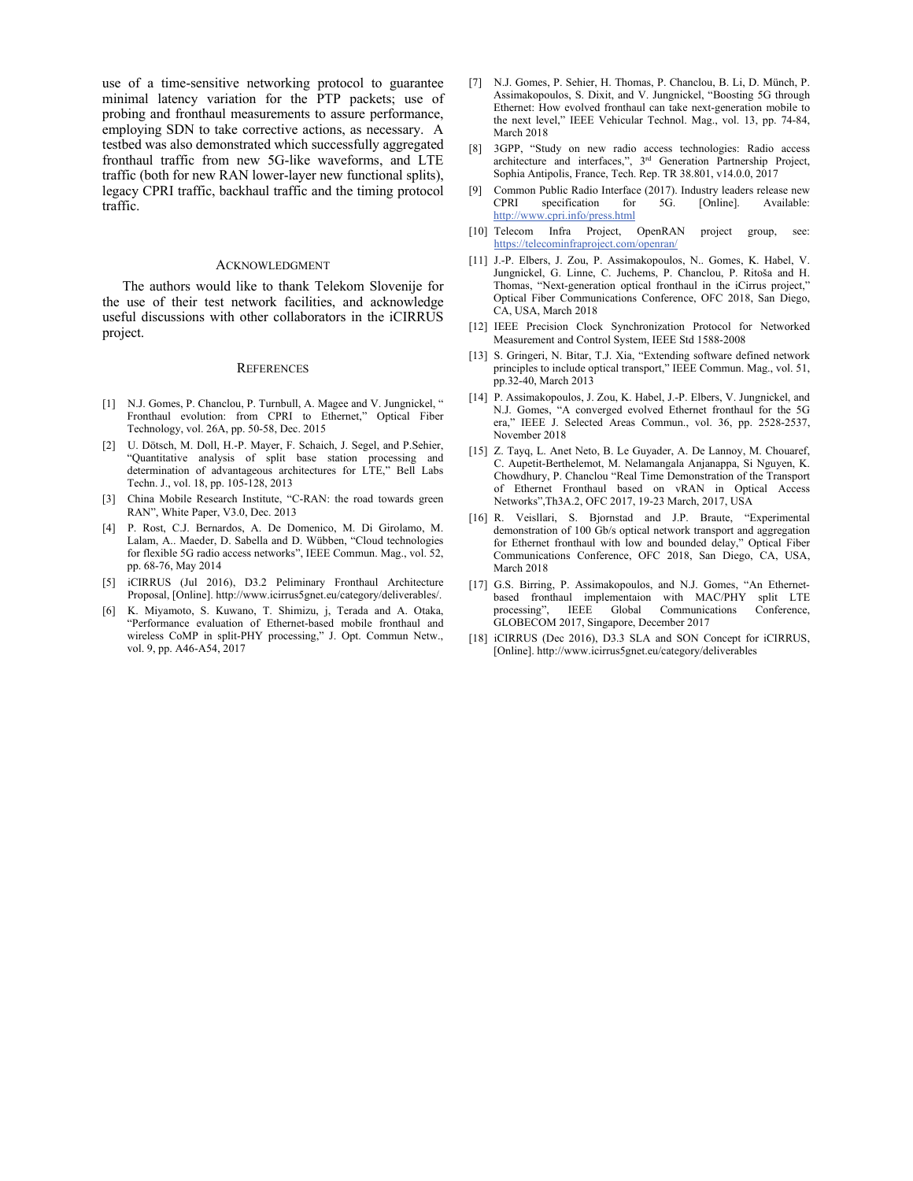use of a time-sensitive networking protocol to guarantee minimal latency variation for the PTP packets; use of probing and fronthaul measurements to assure performance, employing SDN to take corrective actions, as necessary. A testbed was also demonstrated which successfully aggregated fronthaul traffic from new 5G-like waveforms, and LTE traffic (both for new RAN lower-layer new functional splits), legacy CPRI traffic, backhaul traffic and the timing protocol traffic.

## Acknowledgment

The authors would like to thank Telekom Slovenije for the use of their test network facilities, and acknowledge useful discussions with other collaborators in the iCIRRUS project.

## References

[1] N.J. Gomes, P. Chanclou, P. Turnbull, A. Magee and V. Jungnickel, " Fronthaul evolution: from CPRI to Ethernet," Optical Fiber Technology, vol. 26A, pp. 50-58, Dec. 2015

[2] U. Dötsch, M. Doll, H.-P. Mayer, F. Schaich, J. Segel, and P.Sehier, "Quantitative analysis of split base station processing and determination of advantageous architectures for LTE," Bell Labs Techn. J., vol. 18, pp. 105-128, 2013

[3] China Mobile Research Institute, "C-RAN: the road towards green RAN", White Paper, V3.0, Dec. 2013

[4] P. Rost, C.J. Bernardos, A. De Domenico, M. Di Girolamo, M. Lalam, A.. Maeder, D. Sabella and D. Wübben, "Cloud technologies for flexible 5G radio access networks", IEEE Commun. Mag., vol. 52, pp. 68-76, May 2014

[5] iCIRRUS (Jul 2016), D3.2 Peliminary Fronthaul Architecture Proposal, [Online]. http://www.icirrus5gnet.eu/category/deliverables/.

[6] K. Miyamoto, S. Kuwano, T. Shimizu, j, Terada and A. Otaka, "Performance evaluation of Ethernet-based mobile fronthaul and wireless CoMP in split-PHY processing," J. Opt. Commun Netw., vol. 9, pp. A46-A54, 2017

[7] N.J. Gomes, P. Sehier, H. Thomas, P. Chanclou, B. Li, D. Münch, P. Assimakopoulos, S. Dixit, and V. Jungnickel, "Boosting 5G through Ethernet: How evolved fronthaul can take next-generation mobile to the next level," IEEE Vehicular Technol. Mag., vol. 13, pp. 74-84, March 2018

[8] 3GPP, "Study on new radio access technologies: Radio access architecture and interfaces,", 3rd Generation Partnership Project, Sophia Antipolis, France, Tech. Rep. TR 38.801, v14.0.0, 2017

[9] Common Public Radio Interface (2017). Industry leaders release new CPRI specification for 5G. [Online]. Available: http://www.cpri.info/press.html

[10] Telecom Infra Project, OpenRAN project group, see: https://telecominfraproject.com/openran/

[11] J.-P. Elbers, J. Zou, P. Assimakopoulos, N.. Gomes, K. Habel, V. Jungnickel, G. Linne, C. Juchems, P. Chanclou, P. Ritoša and H. Thomas, "Next-generation optical fronthaul in the iCirrus project," Optical Fiber Communications Conference, OFC 2018, San Diego, CA, USA, March 2018

[12] IEEE Precision Clock Synchronization Protocol for Networked Measurement and Control System, IEEE Std 1588-2008

[13] S. Gringeri, N. Bitar, T.J. Xia, "Extending software defined network principles to include optical transport," IEEE Commun. Mag., vol. 51, pp.32-40, March 2013

[14] P. Assimakopoulos, J. Zou, K. Habel, J.-P. Elbers, V. Jungnickel, and N.J. Gomes, "A converged evolved Ethernet fronthaul for the 5G era," IEEE J. Selected Areas Commun., vol. 36, pp. 2528-2537, November 2018

[15] Z. Tayq, L. Anet Neto, B. Le Guyader, A. De Lannoy, M. Chouaref, C. Aupetit-Berthelemot, M. Nelamangala Anjanappa, Si Nguyen, K. Chowdhury, P. Chanclou "Real Time Demonstration of the Transport of Ethernet Fronthaul based on vRAN in Optical Access Networks",Th3A.2, OFC 2017, 19-23 March, 2017, USA

[16] R. Veisllari, S. Bjornstad and J.P. Braute, "Experimental demonstration of 100 Gb/s optical network transport and aggregation for Ethernet fronthaul with low and bounded delay," Optical Fiber Communications Conference, OFC 2018, San Diego, CA, USA, March 2018

[17] G.S. Birring, P. Assimakopoulos, and N.J. Gomes, "An Ethernet-based fronthaul implementaion with MAC/PHY split LTE processing", IEEE Global Communications Conference, GLOBECOM 2017, Singapore, December 2017

[18] iCIRRUS (Dec 2016), D3.3 SLA and SON Concept for iCIRRUS, [Online]. http://www.icirrus5gnet.eu/category/deliverables